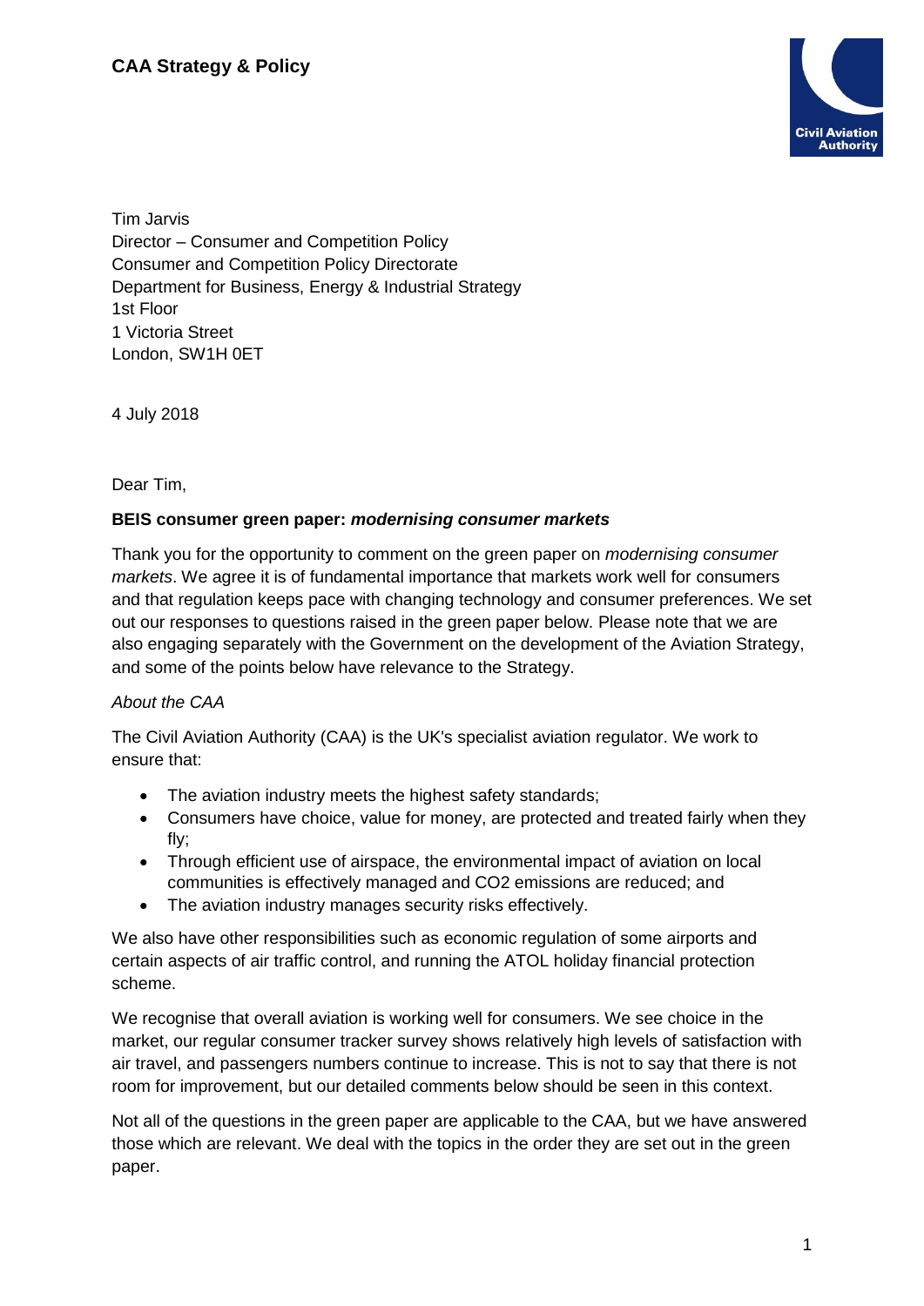**CAA Strategy & Policy**

Tim Jarvis
Director – Consumer and Competition Policy
Consumer and Competition Policy Directorate
Department for Business, Energy & Industrial Strategy
1st Floor
1 Victoria Street
London, SW1H 0ET

4 July 2018

Dear Tim,

**BEIS consumer green paper: *modernising consumer markets***

Thank you for the opportunity to comment on the green paper on *modernising consumer markets*. We agree it is of fundamental importance that markets work well for consumers and that regulation keeps pace with changing technology and consumer preferences. We set out our responses to questions raised in the green paper below. Please note that we are also engaging separately with the Government on the development of the Aviation Strategy, and some of the points below have relevance to the Strategy.

*About the CAA*

The Civil Aviation Authority (CAA) is the UK's specialist aviation regulator. We work to ensure that:

- The aviation industry meets the highest safety standards;
- Consumers have choice, value for money, are protected and treated fairly when they fly;
- Through efficient use of airspace, the environmental impact of aviation on local communities is effectively managed and $CO_2$ emissions are reduced; and
- The aviation industry manages security risks effectively.

We also have other responsibilities such as economic regulation of some airports and certain aspects of air traffic control, and running the ATOL holiday financial protection scheme.

We recognise that overall aviation is working well for consumers. We see choice in the market, our regular consumer tracker survey shows relatively high levels of satisfaction with air travel, and passengers numbers continue to increase. This is not to say that there is not room for improvement, but our detailed comments below should be seen in this context.

Not all of the questions in the green paper are applicable to the CAA, but we have answered those which are relevant. We deal with the topics in the order they are set out in the green paper.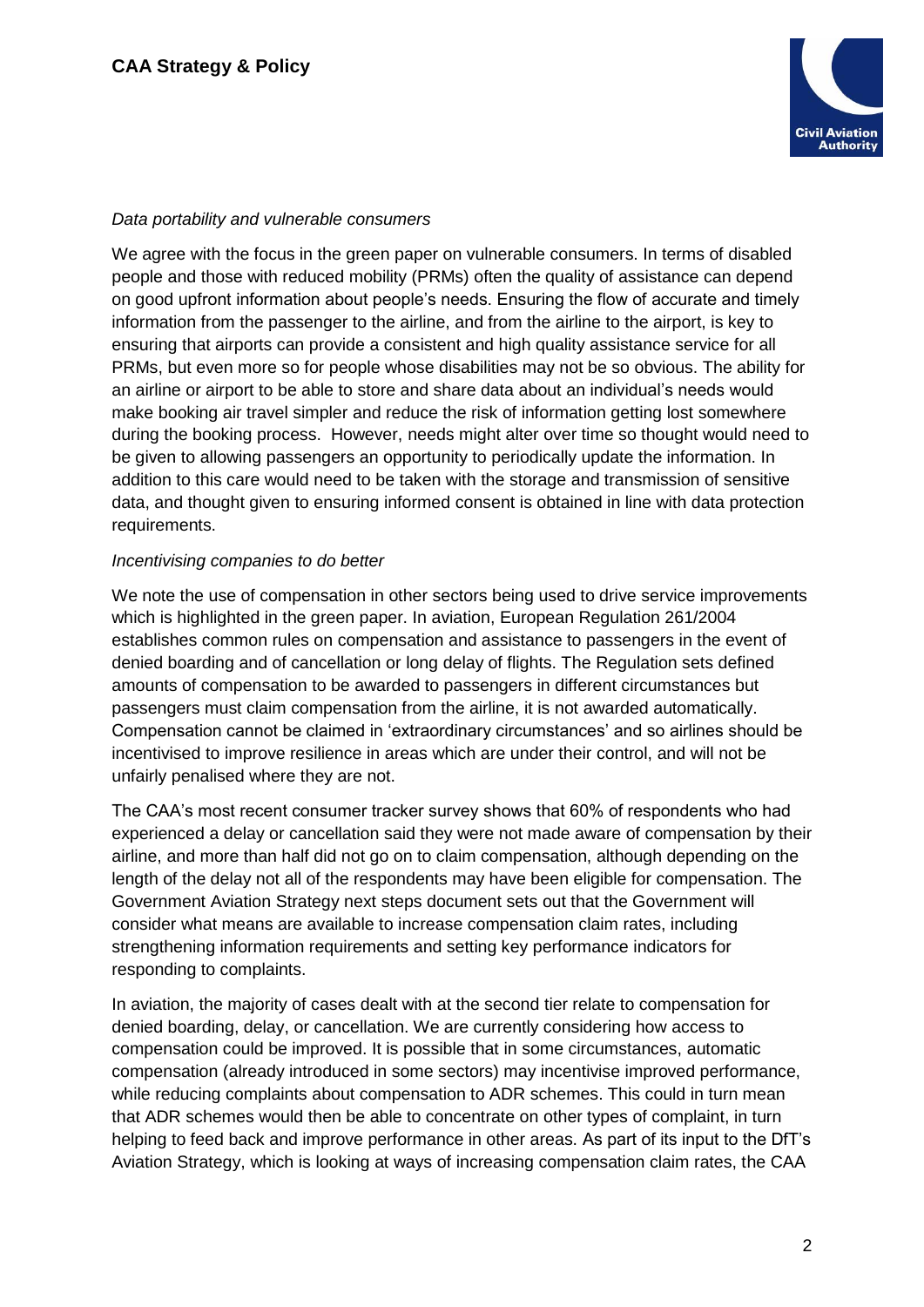*Data portability and vulnerable consumers*

We agree with the focus in the green paper on vulnerable consumers. In terms of disabled people and those with reduced mobility (PRMs) often the quality of assistance can depend on good upfront information about people's needs. Ensuring the flow of accurate and timely information from the passenger to the airline, and from the airline to the airport, is key to ensuring that airports can provide a consistent and high quality assistance service for all PRMs, but even more so for people whose disabilities may not be so obvious. The ability for an airline or airport to be able to store and share data about an individual's needs would make booking air travel simpler and reduce the risk of information getting lost somewhere during the booking process. However, needs might alter over time so thought would need to be given to allowing passengers an opportunity to periodically update the information. In addition to this care would need to be taken with the storage and transmission of sensitive data, and thought given to ensuring informed consent is obtained in line with data protection requirements.

*Incentivising companies to do better*

We note the use of compensation in other sectors being used to drive service improvements which is highlighted in the green paper. In aviation, European Regulation 261/2004 establishes common rules on compensation and assistance to passengers in the event of denied boarding and of cancellation or long delay of flights. The Regulation sets defined amounts of compensation to be awarded to passengers in different circumstances but passengers must claim compensation from the airline, it is not awarded automatically. Compensation cannot be claimed in 'extraordinary circumstances' and so airlines should be incentivised to improve resilience in areas which are under their control, and will not be unfairly penalised where they are not.

The CAA's most recent consumer tracker survey shows that 60% of respondents who had experienced a delay or cancellation said they were not made aware of compensation by their airline, and more than half did not go on to claim compensation, although depending on the length of the delay not all of the respondents may have been eligible for compensation. The Government Aviation Strategy next steps document sets out that the Government will consider what means are available to increase compensation claim rates, including strengthening information requirements and setting key performance indicators for responding to complaints.

In aviation, the majority of cases dealt with at the second tier relate to compensation for denied boarding, delay, or cancellation. We are currently considering how access to compensation could be improved. It is possible that in some circumstances, automatic compensation (already introduced in some sectors) may incentivise improved performance, while reducing complaints about compensation to ADR schemes. This could in turn mean that ADR schemes would then be able to concentrate on other types of complaint, in turn helping to feed back and improve performance in other areas. As part of its input to the DfT's Aviation Strategy, which is looking at ways of increasing compensation claim rates, the CAA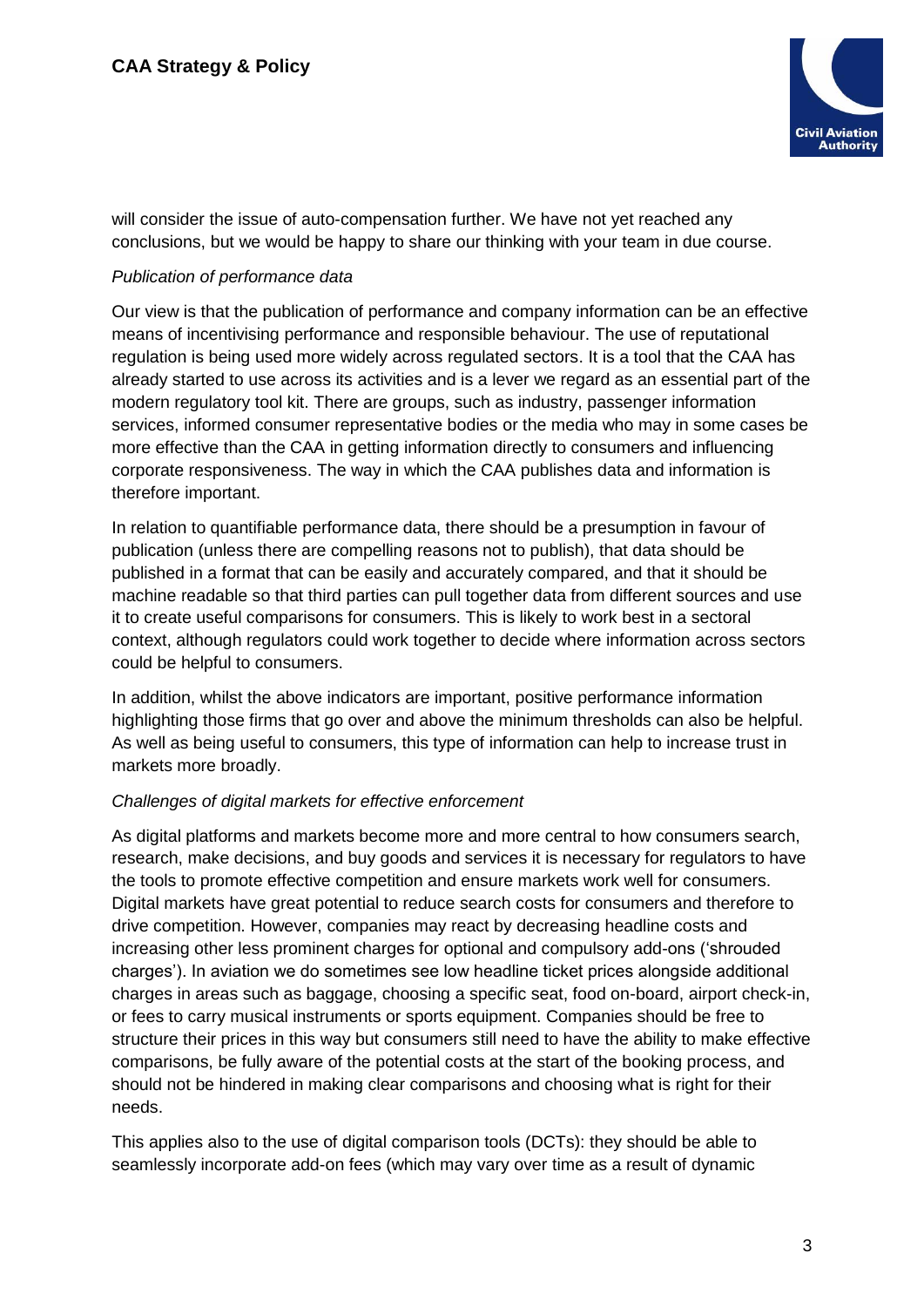will consider the issue of auto-compensation further. We have not yet reached any conclusions, but we would be happy to share our thinking with your team in due course.

*Publication of performance data*

Our view is that the publication of performance and company information can be an effective means of incentivising performance and responsible behaviour. The use of reputational regulation is being used more widely across regulated sectors. It is a tool that the CAA has already started to use across its activities and is a lever we regard as an essential part of the modern regulatory tool kit. There are groups, such as industry, passenger information services, informed consumer representative bodies or the media who may in some cases be more effective than the CAA in getting information directly to consumers and influencing corporate responsiveness. The way in which the CAA publishes data and information is therefore important.

In relation to quantifiable performance data, there should be a presumption in favour of publication (unless there are compelling reasons not to publish), that data should be published in a format that can be easily and accurately compared, and that it should be machine readable so that third parties can pull together data from different sources and use it to create useful comparisons for consumers. This is likely to work best in a sectoral context, although regulators could work together to decide where information across sectors could be helpful to consumers.

In addition, whilst the above indicators are important, positive performance information highlighting those firms that go over and above the minimum thresholds can also be helpful. As well as being useful to consumers, this type of information can help to increase trust in markets more broadly.

*Challenges of digital markets for effective enforcement*

As digital platforms and markets become more and more central to how consumers search, research, make decisions, and buy goods and services it is necessary for regulators to have the tools to promote effective competition and ensure markets work well for consumers. Digital markets have great potential to reduce search costs for consumers and therefore to drive competition. However, companies may react by decreasing headline costs and increasing other less prominent charges for optional and compulsory add-ons ('shrouded charges'). In aviation we do sometimes see low headline ticket prices alongside additional charges in areas such as baggage, choosing a specific seat, food on-board, airport check-in, or fees to carry musical instruments or sports equipment. Companies should be free to structure their prices in this way but consumers still need to have the ability to make effective comparisons, be fully aware of the potential costs at the start of the booking process, and should not be hindered in making clear comparisons and choosing what is right for their needs.

This applies also to the use of digital comparison tools (DCTs): they should be able to seamlessly incorporate add-on fees (which may vary over time as a result of dynamic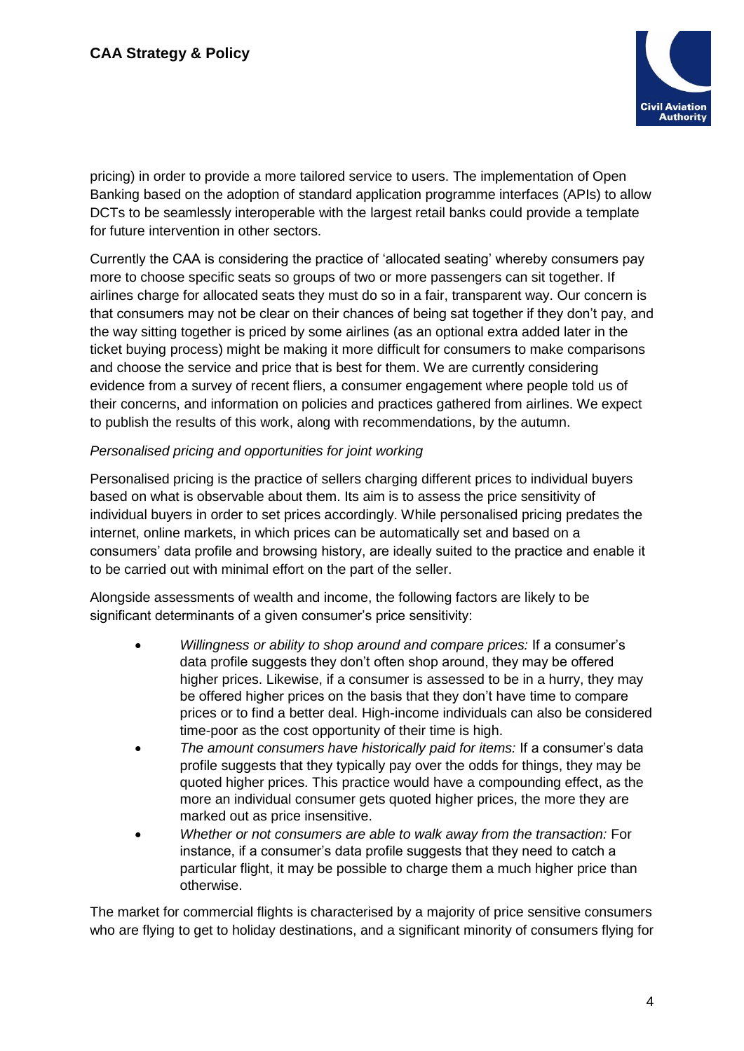pricing) in order to provide a more tailored service to users. The implementation of Open Banking based on the adoption of standard application programme interfaces (APIs) to allow DCTs to be seamlessly interoperable with the largest retail banks could provide a template for future intervention in other sectors.

Currently the CAA is considering the practice of 'allocated seating' whereby consumers pay more to choose specific seats so groups of two or more passengers can sit together. If airlines charge for allocated seats they must do so in a fair, transparent way. Our concern is that consumers may not be clear on their chances of being sat together if they don't pay, and the way sitting together is priced by some airlines (as an optional extra added later in the ticket buying process) might be making it more difficult for consumers to make comparisons and choose the service and price that is best for them. We are currently considering evidence from a survey of recent fliers, a consumer engagement where people told us of their concerns, and information on policies and practices gathered from airlines. We expect to publish the results of this work, along with recommendations, by the autumn.

*Personalised pricing and opportunities for joint working*

Personalised pricing is the practice of sellers charging different prices to individual buyers based on what is observable about them. Its aim is to assess the price sensitivity of individual buyers in order to set prices accordingly. While personalised pricing predates the internet, online markets, in which prices can be automatically set and based on a consumers' data profile and browsing history, are ideally suited to the practice and enable it to be carried out with minimal effort on the part of the seller.

Alongside assessments of wealth and income, the following factors are likely to be significant determinants of a given consumer's price sensitivity:

- *Willingness or ability to shop around and compare prices:* If a consumer's data profile suggests they don't often shop around, they may be offered higher prices. Likewise, if a consumer is assessed to be in a hurry, they may be offered higher prices on the basis that they don't have time to compare prices or to find a better deal. High-income individuals can also be considered time-poor as the cost opportunity of their time is high.
- *The amount consumers have historically paid for items:* If a consumer's data profile suggests that they typically pay over the odds for things, they may be quoted higher prices. This practice would have a compounding effect, as the more an individual consumer gets quoted higher prices, the more they are marked out as price insensitive.
- *Whether or not consumers are able to walk away from the transaction:* For instance, if a consumer's data profile suggests that they need to catch a particular flight, it may be possible to charge them a much higher price than otherwise.

The market for commercial flights is characterised by a majority of price sensitive consumers who are flying to get to holiday destinations, and a significant minority of consumers flying for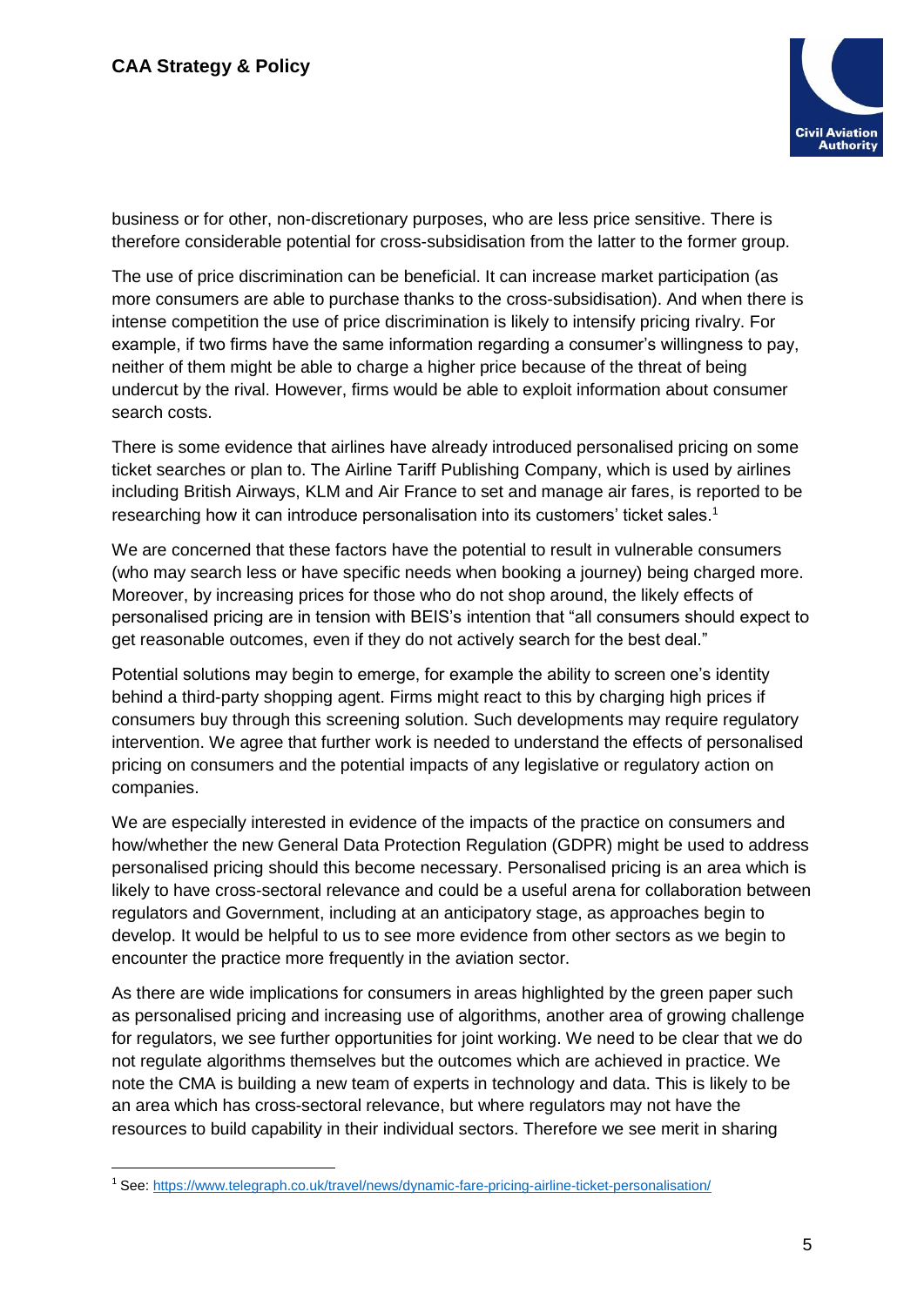business or for other, non-discretionary purposes, who are less price sensitive. There is therefore considerable potential for cross-subsidisation from the latter to the former group.

The use of price discrimination can be beneficial. It can increase market participation (as more consumers are able to purchase thanks to the cross-subsidisation). And when there is intense competition the use of price discrimination is likely to intensify pricing rivalry. For example, if two firms have the same information regarding a consumer's willingness to pay, neither of them might be able to charge a higher price because of the threat of being undercut by the rival. However, firms would be able to exploit information about consumer search costs.

There is some evidence that airlines have already introduced personalised pricing on some ticket searches or plan to. The Airline Tariff Publishing Company, which is used by airlines including British Airways, KLM and Air France to set and manage air fares, is reported to be researching how it can introduce personalisation into its customers' ticket sales.[1]

We are concerned that these factors have the potential to result in vulnerable consumers (who may search less or have specific needs when booking a journey) being charged more. Moreover, by increasing prices for those who do not shop around, the likely effects of personalised pricing are in tension with BEIS's intention that "all consumers should expect to get reasonable outcomes, even if they do not actively search for the best deal."

Potential solutions may begin to emerge, for example the ability to screen one's identity behind a third-party shopping agent. Firms might react to this by charging high prices if consumers buy through this screening solution. Such developments may require regulatory intervention. We agree that further work is needed to understand the effects of personalised pricing on consumers and the potential impacts of any legislative or regulatory action on companies.

We are especially interested in evidence of the impacts of the practice on consumers and how/whether the new General Data Protection Regulation (GDPR) might be used to address personalised pricing should this become necessary. Personalised pricing is an area which is likely to have cross-sectoral relevance and could be a useful arena for collaboration between regulators and Government, including at an anticipatory stage, as approaches begin to develop. It would be helpful to us to see more evidence from other sectors as we begin to encounter the practice more frequently in the aviation sector.

As there are wide implications for consumers in areas highlighted by the green paper such as personalised pricing and increasing use of algorithms, another area of growing challenge for regulators, we see further opportunities for joint working. We need to be clear that we do not regulate algorithms themselves but the outcomes which are achieved in practice. We note the CMA is building a new team of experts in technology and data. This is likely to be an area which has cross-sectoral relevance, but where regulators may not have the resources to build capability in their individual sectors. Therefore we see merit in sharing

[1] See: https://www.telegraph.co.uk/travel/news/dynamic-fare-pricing-airline-ticket-personalisation/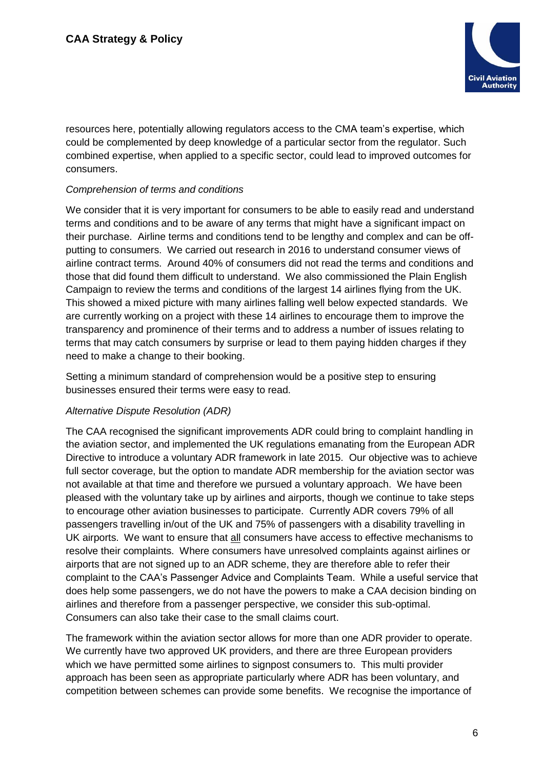resources here, potentially allowing regulators access to the CMA team's expertise, which could be complemented by deep knowledge of a particular sector from the regulator. Such combined expertise, when applied to a specific sector, could lead to improved outcomes for consumers.

*Comprehension of terms and conditions*

We consider that it is very important for consumers to be able to easily read and understand terms and conditions and to be aware of any terms that might have a significant impact on their purchase. Airline terms and conditions tend to be lengthy and complex and can be off-putting to consumers. We carried out research in 2016 to understand consumer views of airline contract terms. Around 40% of consumers did not read the terms and conditions and those that did found them difficult to understand. We also commissioned the Plain English Campaign to review the terms and conditions of the largest 14 airlines flying from the UK. This showed a mixed picture with many airlines falling well below expected standards. We are currently working on a project with these 14 airlines to encourage them to improve the transparency and prominence of their terms and to address a number of issues relating to terms that may catch consumers by surprise or lead to them paying hidden charges if they need to make a change to their booking.

Setting a minimum standard of comprehension would be a positive step to ensuring businesses ensured their terms were easy to read.

*Alternative Dispute Resolution (ADR)*

The CAA recognised the significant improvements ADR could bring to complaint handling in the aviation sector, and implemented the UK regulations emanating from the European ADR Directive to introduce a voluntary ADR framework in late 2015. Our objective was to achieve full sector coverage, but the option to mandate ADR membership for the aviation sector was not available at that time and therefore we pursued a voluntary approach. We have been pleased with the voluntary take up by airlines and airports, though we continue to take steps to encourage other aviation businesses to participate. Currently ADR covers 79% of all passengers travelling in/out of the UK and 75% of passengers with a disability travelling in UK airports. We want to ensure that all consumers have access to effective mechanisms to resolve their complaints. Where consumers have unresolved complaints against airlines or airports that are not signed up to an ADR scheme, they are therefore able to refer their complaint to the CAA's Passenger Advice and Complaints Team. While a useful service that does help some passengers, we do not have the powers to make a CAA decision binding on airlines and therefore from a passenger perspective, we consider this sub-optimal. Consumers can also take their case to the small claims court.

The framework within the aviation sector allows for more than one ADR provider to operate. We currently have two approved UK providers, and there are three European providers which we have permitted some airlines to signpost consumers to. This multi provider approach has been seen as appropriate particularly where ADR has been voluntary, and competition between schemes can provide some benefits. We recognise the importance of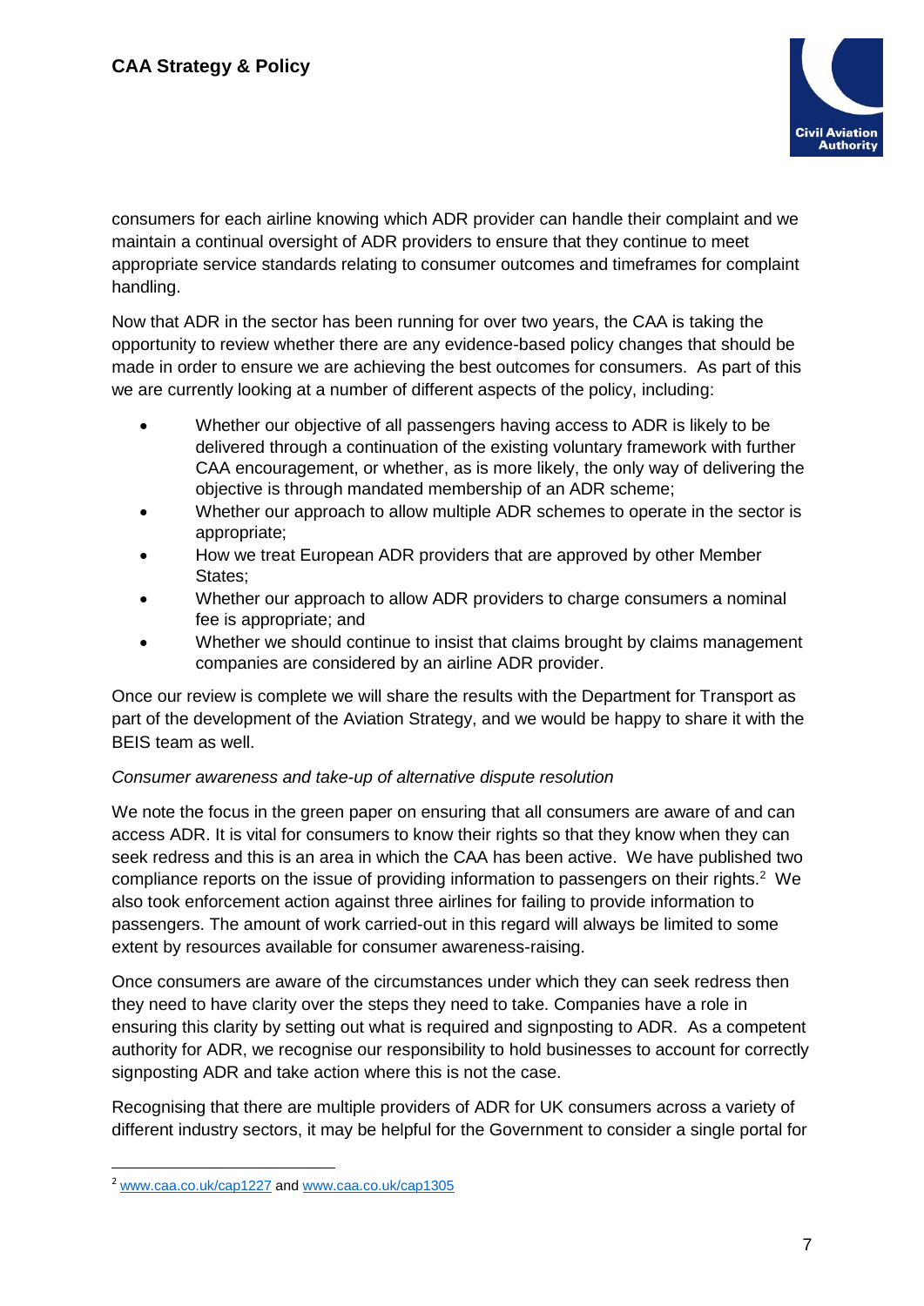consumers for each airline knowing which ADR provider can handle their complaint and we maintain a continual oversight of ADR providers to ensure that they continue to meet appropriate service standards relating to consumer outcomes and timeframes for complaint handling.

Now that ADR in the sector has been running for over two years, the CAA is taking the opportunity to review whether there are any evidence-based policy changes that should be made in order to ensure we are achieving the best outcomes for consumers. As part of this we are currently looking at a number of different aspects of the policy, including:

- Whether our objective of all passengers having access to ADR is likely to be delivered through a continuation of the existing voluntary framework with further CAA encouragement, or whether, as is more likely, the only way of delivering the objective is through mandated membership of an ADR scheme;
- Whether our approach to allow multiple ADR schemes to operate in the sector is appropriate;
- How we treat European ADR providers that are approved by other Member States;
- Whether our approach to allow ADR providers to charge consumers a nominal fee is appropriate; and
- Whether we should continue to insist that claims brought by claims management companies are considered by an airline ADR provider.

Once our review is complete we will share the results with the Department for Transport as part of the development of the Aviation Strategy, and we would be happy to share it with the BEIS team as well.

*Consumer awareness and take-up of alternative dispute resolution*

We note the focus in the green paper on ensuring that all consumers are aware of and can access ADR. It is vital for consumers to know their rights so that they know when they can seek redress and this is an area in which the CAA has been active. We have published two compliance reports on the issue of providing information to passengers on their rights.[2] We also took enforcement action against three airlines for failing to provide information to passengers. The amount of work carried-out in this regard will always be limited to some extent by resources available for consumer awareness-raising.

Once consumers are aware of the circumstances under which they can seek redress then they need to have clarity over the steps they need to take. Companies have a role in ensuring this clarity by setting out what is required and signposting to ADR. As a competent authority for ADR, we recognise our responsibility to hold businesses to account for correctly signposting ADR and take action where this is not the case.

Recognising that there are multiple providers of ADR for UK consumers across a variety of different industry sectors, it may be helpful for the Government to consider a single portal for

[2] www.caa.co.uk/cap1227 and www.caa.co.uk/cap1305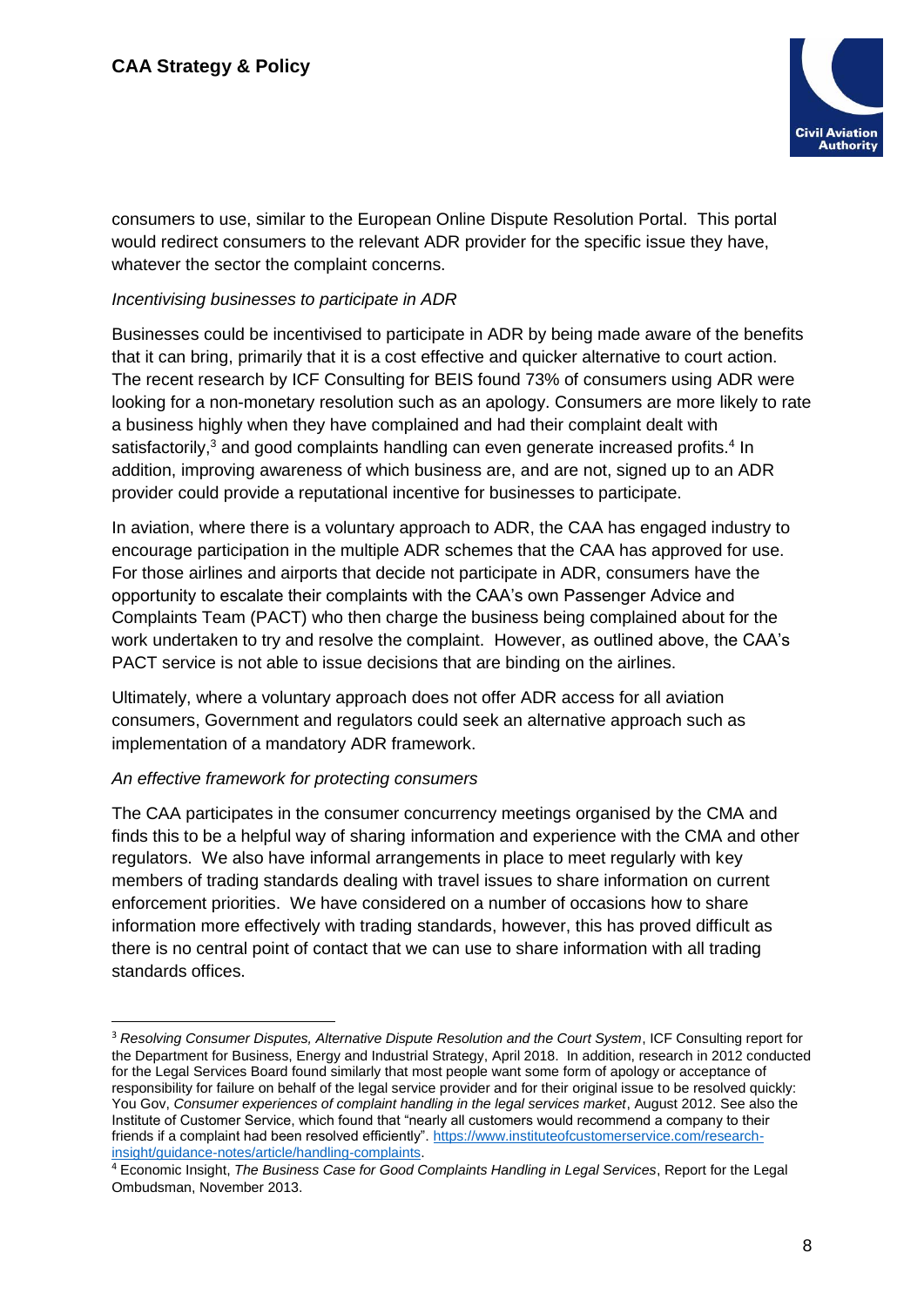consumers to use, similar to the European Online Dispute Resolution Portal. This portal would redirect consumers to the relevant ADR provider for the specific issue they have, whatever the sector the complaint concerns.

*Incentivising businesses to participate in ADR*

Businesses could be incentivised to participate in ADR by being made aware of the benefits that it can bring, primarily that it is a cost effective and quicker alternative to court action. The recent research by ICF Consulting for BEIS found 73% of consumers using ADR were looking for a non-monetary resolution such as an apology. Consumers are more likely to rate a business highly when they have complained and had their complaint dealt with satisfactorily,[3] and good complaints handling can even generate increased profits.[4] In addition, improving awareness of which business are, and are not, signed up to an ADR provider could provide a reputational incentive for businesses to participate.

In aviation, where there is a voluntary approach to ADR, the CAA has engaged industry to encourage participation in the multiple ADR schemes that the CAA has approved for use. For those airlines and airports that decide not participate in ADR, consumers have the opportunity to escalate their complaints with the CAA's own Passenger Advice and Complaints Team (PACT) who then charge the business being complained about for the work undertaken to try and resolve the complaint. However, as outlined above, the CAA's PACT service is not able to issue decisions that are binding on the airlines.

Ultimately, where a voluntary approach does not offer ADR access for all aviation consumers, Government and regulators could seek an alternative approach such as implementation of a mandatory ADR framework.

*An effective framework for protecting consumers*

The CAA participates in the consumer concurrency meetings organised by the CMA and finds this to be a helpful way of sharing information and experience with the CMA and other regulators. We also have informal arrangements in place to meet regularly with key members of trading standards dealing with travel issues to share information on current enforcement priorities. We have considered on a number of occasions how to share information more effectively with trading standards, however, this has proved difficult as there is no central point of contact that we can use to share information with all trading standards offices.

---

[3] *Resolving Consumer Disputes, Alternative Dispute Resolution and the Court System*, ICF Consulting report for the Department for Business, Energy and Industrial Strategy, April 2018. In addition, research in 2012 conducted for the Legal Services Board found similarly that most people want some form of apology or acceptance of responsibility for failure on behalf of the legal service provider and for their original issue to be resolved quickly: You Gov, *Consumer experiences of complaint handling in the legal services market*, August 2012. See also the Institute of Customer Service, which found that "nearly all customers would recommend a company to their friends if a complaint had been resolved efficiently". https://www.instituteofcustomerservice.com/research-insight/guidance-notes/article/handling-complaints.

[4] Economic Insight, *The Business Case for Good Complaints Handling in Legal Services*, Report for the Legal Ombudsman, November 2013.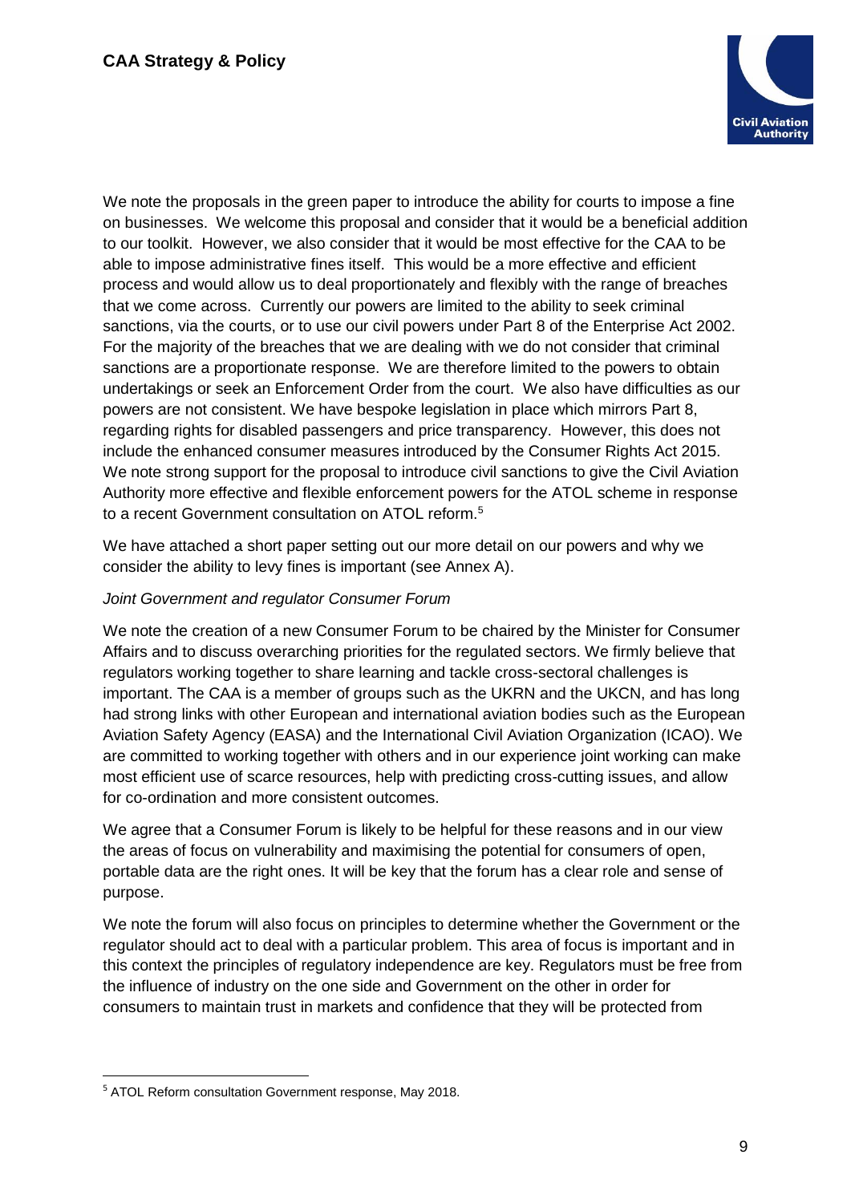We note the proposals in the green paper to introduce the ability for courts to impose a fine on businesses. We welcome this proposal and consider that it would be a beneficial addition to our toolkit. However, we also consider that it would be most effective for the CAA to be able to impose administrative fines itself. This would be a more effective and efficient process and would allow us to deal proportionately and flexibly with the range of breaches that we come across. Currently our powers are limited to the ability to seek criminal sanctions, via the courts, or to use our civil powers under Part 8 of the Enterprise Act 2002. For the majority of the breaches that we are dealing with we do not consider that criminal sanctions are a proportionate response. We are therefore limited to the powers to obtain undertakings or seek an Enforcement Order from the court. We also have difficulties as our powers are not consistent. We have bespoke legislation in place which mirrors Part 8, regarding rights for disabled passengers and price transparency. However, this does not include the enhanced consumer measures introduced by the Consumer Rights Act 2015. We note strong support for the proposal to introduce civil sanctions to give the Civil Aviation Authority more effective and flexible enforcement powers for the ATOL scheme in response to a recent Government consultation on ATOL reform.[5]

We have attached a short paper setting out our more detail on our powers and why we consider the ability to levy fines is important (see Annex A).

*Joint Government and regulator Consumer Forum*

We note the creation of a new Consumer Forum to be chaired by the Minister for Consumer Affairs and to discuss overarching priorities for the regulated sectors. We firmly believe that regulators working together to share learning and tackle cross-sectoral challenges is important. The CAA is a member of groups such as the UKRN and the UKCN, and has long had strong links with other European and international aviation bodies such as the European Aviation Safety Agency (EASA) and the International Civil Aviation Organization (ICAO). We are committed to working together with others and in our experience joint working can make most efficient use of scarce resources, help with predicting cross-cutting issues, and allow for co-ordination and more consistent outcomes.

We agree that a Consumer Forum is likely to be helpful for these reasons and in our view the areas of focus on vulnerability and maximising the potential for consumers of open, portable data are the right ones. It will be key that the forum has a clear role and sense of purpose.

We note the forum will also focus on principles to determine whether the Government or the regulator should act to deal with a particular problem. This area of focus is important and in this context the principles of regulatory independence are key. Regulators must be free from the influence of industry on the one side and Government on the other in order for consumers to maintain trust in markets and confidence that they will be protected from

[5] ATOL Reform consultation Government response, May 2018.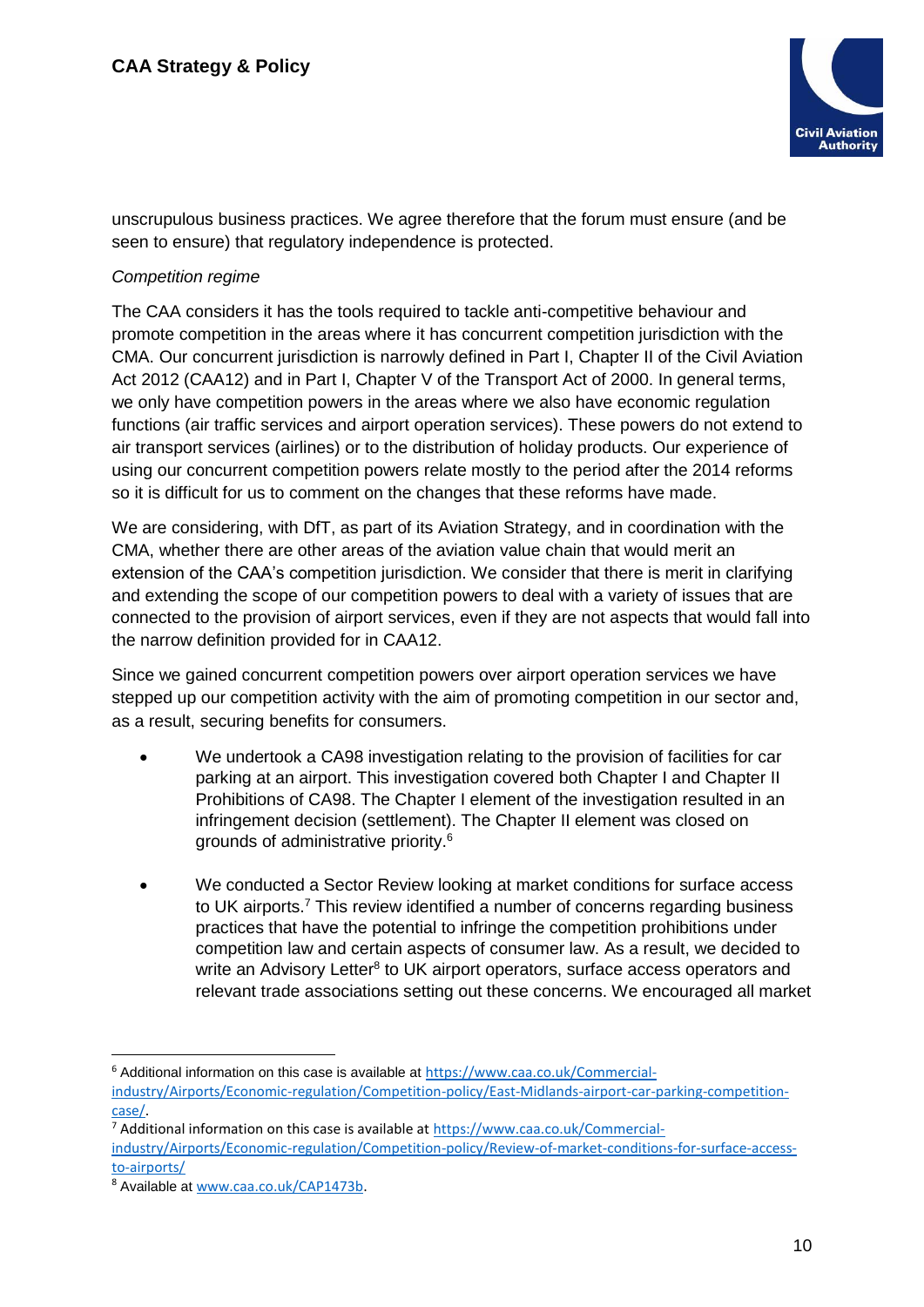unscrupulous business practices. We agree therefore that the forum must ensure (and be seen to ensure) that regulatory independence is protected.

*Competition regime*

The CAA considers it has the tools required to tackle anti-competitive behaviour and promote competition in the areas where it has concurrent competition jurisdiction with the CMA. Our concurrent jurisdiction is narrowly defined in Part I, Chapter II of the Civil Aviation Act 2012 (CAA12) and in Part I, Chapter V of the Transport Act of 2000. In general terms, we only have competition powers in the areas where we also have economic regulation functions (air traffic services and airport operation services). These powers do not extend to air transport services (airlines) or to the distribution of holiday products. Our experience of using our concurrent competition powers relate mostly to the period after the 2014 reforms so it is difficult for us to comment on the changes that these reforms have made.

We are considering, with DfT, as part of its Aviation Strategy, and in coordination with the CMA, whether there are other areas of the aviation value chain that would merit an extension of the CAA's competition jurisdiction. We consider that there is merit in clarifying and extending the scope of our competition powers to deal with a variety of issues that are connected to the provision of airport services, even if they are not aspects that would fall into the narrow definition provided for in CAA12.

Since we gained concurrent competition powers over airport operation services we have stepped up our competition activity with the aim of promoting competition in our sector and, as a result, securing benefits for consumers.

- We undertook a CA98 investigation relating to the provision of facilities for car parking at an airport. This investigation covered both Chapter I and Chapter II Prohibitions of CA98. The Chapter I element of the investigation resulted in an infringement decision (settlement). The Chapter II element was closed on grounds of administrative priority.[6]
- We conducted a Sector Review looking at market conditions for surface access to UK airports.[7] This review identified a number of concerns regarding business practices that have the potential to infringe the competition prohibitions under competition law and certain aspects of consumer law. As a result, we decided to write an Advisory Letter[8] to UK airport operators, surface access operators and relevant trade associations setting out these concerns. We encouraged all market

[6] Additional information on this case is available at https://www.caa.co.uk/Commercial-industry/Airports/Economic-regulation/Competition-policy/East-Midlands-airport-car-parking-competition-case/.

[7] Additional information on this case is available at https://www.caa.co.uk/Commercial-industry/Airports/Economic-regulation/Competition-policy/Review-of-market-conditions-for-surface-access-to-airports/

[8] Available at www.caa.co.uk/CAP1473b.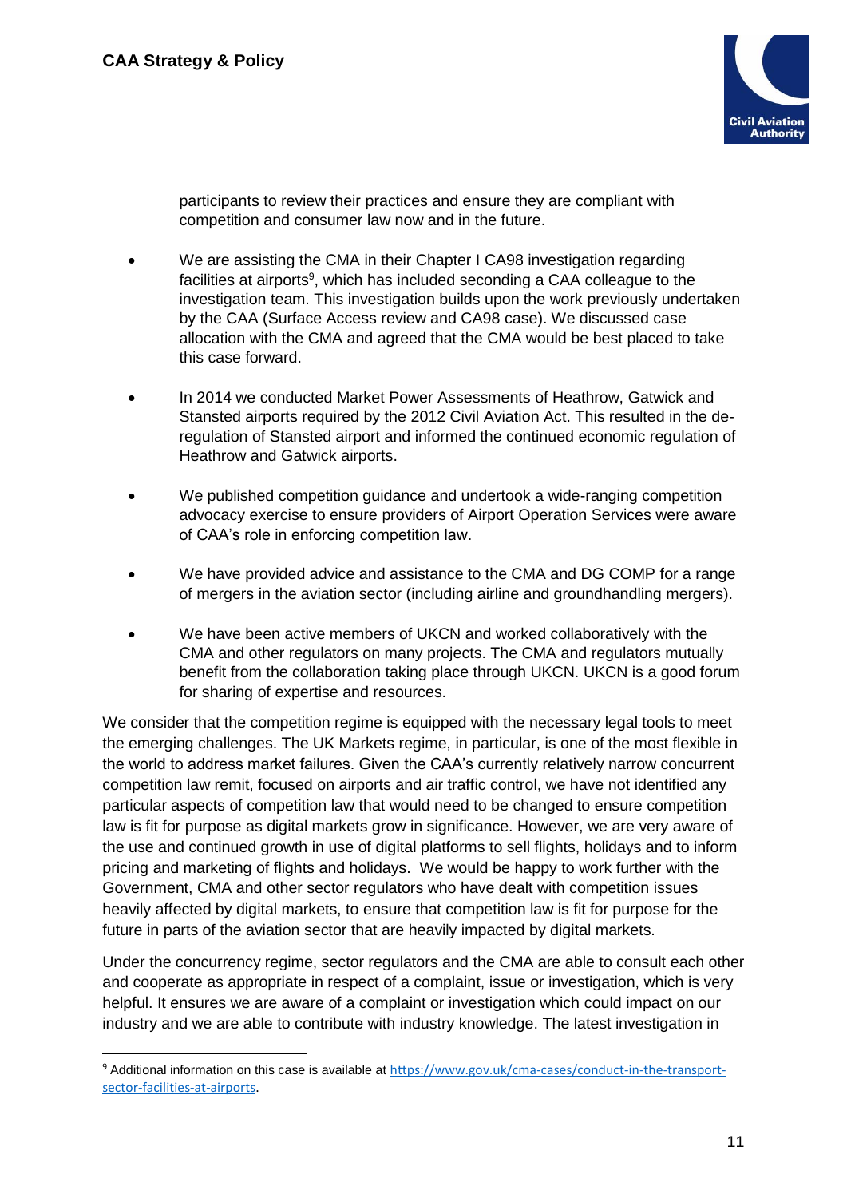participants to review their practices and ensure they are compliant with competition and consumer law now and in the future.

- We are assisting the CMA in their Chapter I CA98 investigation regarding facilities at airports[9], which has included seconding a CAA colleague to the investigation team. This investigation builds upon the work previously undertaken by the CAA (Surface Access review and CA98 case). We discussed case allocation with the CMA and agreed that the CMA would be best placed to take this case forward.

- In 2014 we conducted Market Power Assessments of Heathrow, Gatwick and Stansted airports required by the 2012 Civil Aviation Act. This resulted in the de-regulation of Stansted airport and informed the continued economic regulation of Heathrow and Gatwick airports.

- We published competition guidance and undertook a wide-ranging competition advocacy exercise to ensure providers of Airport Operation Services were aware of CAA's role in enforcing competition law.

- We have provided advice and assistance to the CMA and DG COMP for a range of mergers in the aviation sector (including airline and groundhandling mergers).

- We have been active members of UKCN and worked collaboratively with the CMA and other regulators on many projects. The CMA and regulators mutually benefit from the collaboration taking place through UKCN. UKCN is a good forum for sharing of expertise and resources.

We consider that the competition regime is equipped with the necessary legal tools to meet the emerging challenges. The UK Markets regime, in particular, is one of the most flexible in the world to address market failures. Given the CAA's currently relatively narrow concurrent competition law remit, focused on airports and air traffic control, we have not identified any particular aspects of competition law that would need to be changed to ensure competition law is fit for purpose as digital markets grow in significance. However, we are very aware of the use and continued growth in use of digital platforms to sell flights, holidays and to inform pricing and marketing of flights and holidays. We would be happy to work further with the Government, CMA and other sector regulators who have dealt with competition issues heavily affected by digital markets, to ensure that competition law is fit for purpose for the future in parts of the aviation sector that are heavily impacted by digital markets.

Under the concurrency regime, sector regulators and the CMA are able to consult each other and cooperate as appropriate in respect of a complaint, issue or investigation, which is very helpful. It ensures we are aware of a complaint or investigation which could impact on our industry and we are able to contribute with industry knowledge. The latest investigation in

[9] Additional information on this case is available at https://www.gov.uk/cma-cases/conduct-in-the-transport-sector-facilities-at-airports.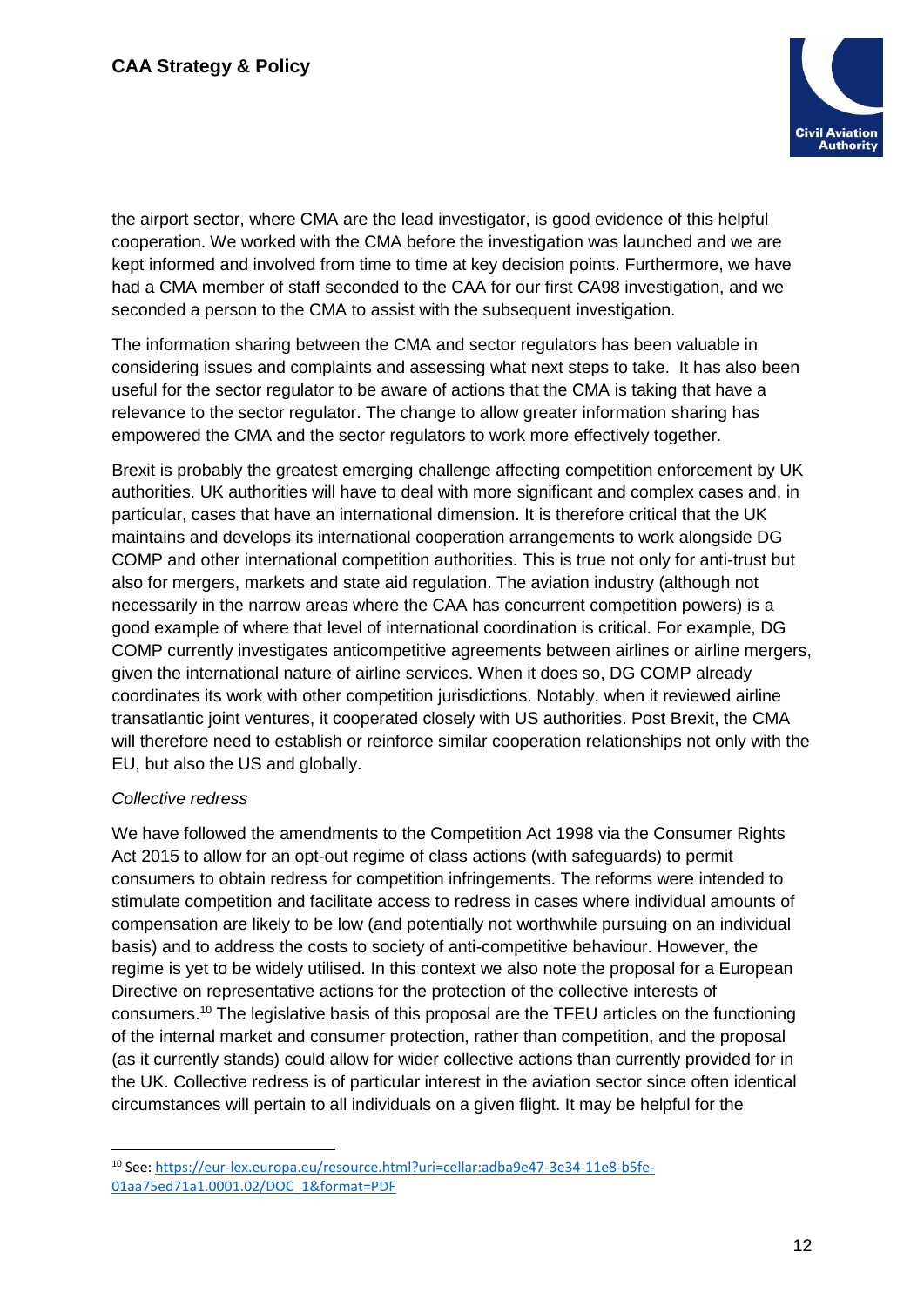the airport sector, where CMA are the lead investigator, is good evidence of this helpful cooperation. We worked with the CMA before the investigation was launched and we are kept informed and involved from time to time at key decision points. Furthermore, we have had a CMA member of staff seconded to the CAA for our first CA98 investigation, and we seconded a person to the CMA to assist with the subsequent investigation.

The information sharing between the CMA and sector regulators has been valuable in considering issues and complaints and assessing what next steps to take. It has also been useful for the sector regulator to be aware of actions that the CMA is taking that have a relevance to the sector regulator. The change to allow greater information sharing has empowered the CMA and the sector regulators to work more effectively together.

Brexit is probably the greatest emerging challenge affecting competition enforcement by UK authorities. UK authorities will have to deal with more significant and complex cases and, in particular, cases that have an international dimension. It is therefore critical that the UK maintains and develops its international cooperation arrangements to work alongside DG COMP and other international competition authorities. This is true not only for anti-trust but also for mergers, markets and state aid regulation. The aviation industry (although not necessarily in the narrow areas where the CAA has concurrent competition powers) is a good example of where that level of international coordination is critical. For example, DG COMP currently investigates anticompetitive agreements between airlines or airline mergers, given the international nature of airline services. When it does so, DG COMP already coordinates its work with other competition jurisdictions. Notably, when it reviewed airline transatlantic joint ventures, it cooperated closely with US authorities. Post Brexit, the CMA will therefore need to establish or reinforce similar cooperation relationships not only with the EU, but also the US and globally.

*Collective redress*

We have followed the amendments to the Competition Act 1998 via the Consumer Rights Act 2015 to allow for an opt-out regime of class actions (with safeguards) to permit consumers to obtain redress for competition infringements. The reforms were intended to stimulate competition and facilitate access to redress in cases where individual amounts of compensation are likely to be low (and potentially not worthwhile pursuing on an individual basis) and to address the costs to society of anti-competitive behaviour. However, the regime is yet to be widely utilised. In this context we also note the proposal for a European Directive on representative actions for the protection of the collective interests of consumers.[10] The legislative basis of this proposal are the TFEU articles on the functioning of the internal market and consumer protection, rather than competition, and the proposal (as it currently stands) could allow for wider collective actions than currently provided for in the UK. Collective redress is of particular interest in the aviation sector since often identical circumstances will pertain to all individuals on a given flight. It may be helpful for the

---

[10] See: https://eur-lex.europa.eu/resource.html?uri=cellar:adba9e47-3e34-11e8-b5fe-01aa75ed71a1.0001.02/DOC_1&format=PDF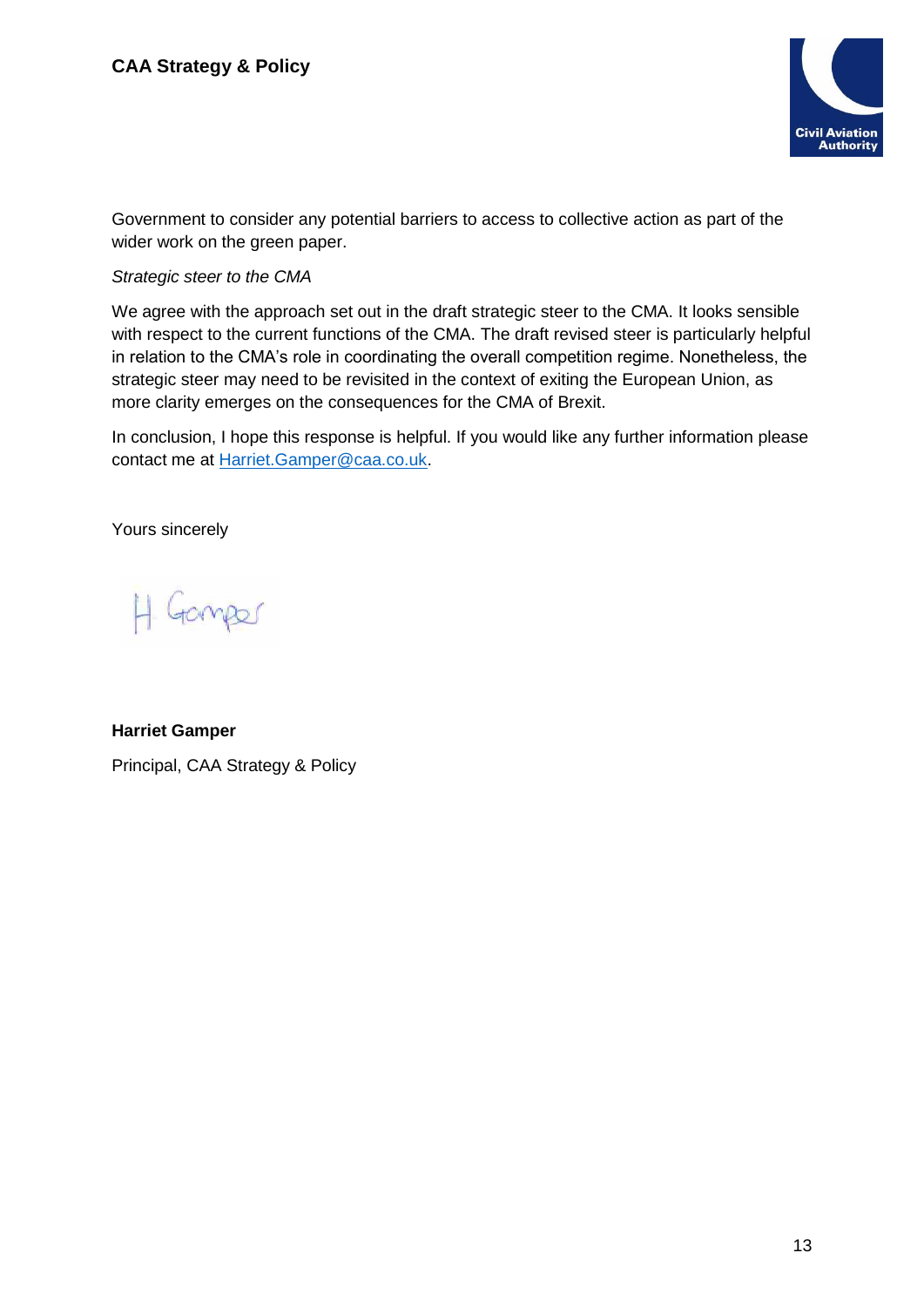Government to consider any potential barriers to access to collective action as part of the wider work on the green paper.

*Strategic steer to the CMA*

We agree with the approach set out in the draft strategic steer to the CMA. It looks sensible with respect to the current functions of the CMA. The draft revised steer is particularly helpful in relation to the CMA's role in coordinating the overall competition regime. Nonetheless, the strategic steer may need to be revisited in the context of exiting the European Union, as more clarity emerges on the consequences for the CMA of Brexit.

In conclusion, I hope this response is helpful. If you would like any further information please contact me at Harriet.Gamper@caa.co.uk.

Yours sincerely

H Gamper

**Harriet Gamper**

Principal, CAA Strategy & Policy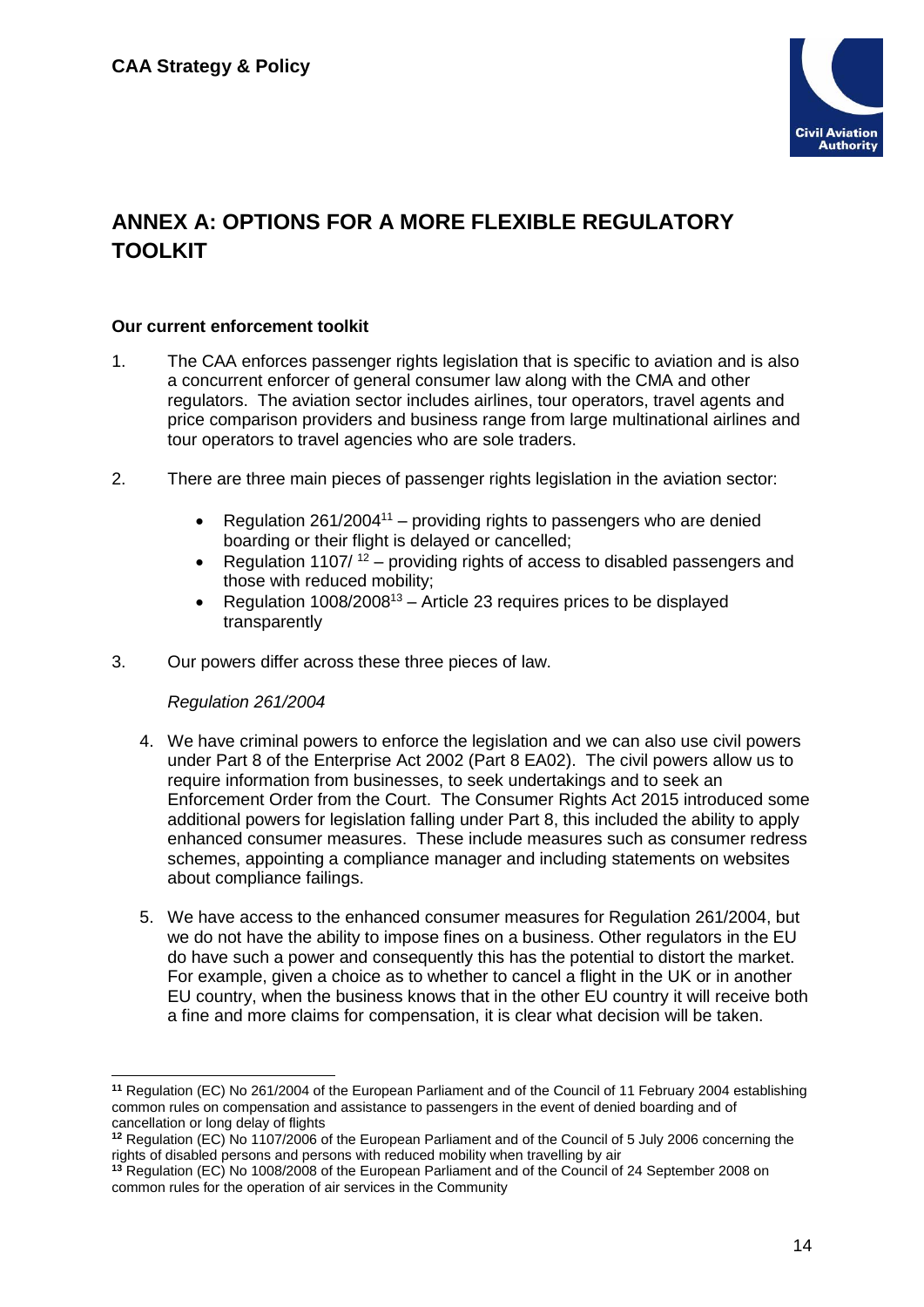## ANNEX A: OPTIONS FOR A MORE FLEXIBLE REGULATORY TOOLKIT

### Our current enforcement toolkit

1. The CAA enforces passenger rights legislation that is specific to aviation and is also a concurrent enforcer of general consumer law along with the CMA and other regulators. The aviation sector includes airlines, tour operators, travel agents and price comparison providers and business range from large multinational airlines and tour operators to travel agencies who are sole traders.

2. There are three main pieces of passenger rights legislation in the aviation sector:

   - Regulation 261/2004[11] – providing rights to passengers who are denied boarding or their flight is delayed or cancelled;
   - Regulation 1107/ [12] – providing rights of access to disabled passengers and those with reduced mobility;
   - Regulation 1008/2008[13] – Article 23 requires prices to be displayed transparently

3. Our powers differ across these three pieces of law.

   *Regulation 261/2004*

4. We have criminal powers to enforce the legislation and we can also use civil powers under Part 8 of the Enterprise Act 2002 (Part 8 EA02). The civil powers allow us to require information from businesses, to seek undertakings and to seek an Enforcement Order from the Court. The Consumer Rights Act 2015 introduced some additional powers for legislation falling under Part 8, this included the ability to apply enhanced consumer measures. These include measures such as consumer redress schemes, appointing a compliance manager and including statements on websites about compliance failings.

5. We have access to the enhanced consumer measures for Regulation 261/2004, but we do not have the ability to impose fines on a business. Other regulators in the EU do have such a power and consequently this has the potential to distort the market. For example, given a choice as to whether to cancel a flight in the UK or in another EU country, when the business knows that in the other EU country it will receive both a fine and more claims for compensation, it is clear what decision will be taken.

---

[11] Regulation (EC) No 261/2004 of the European Parliament and of the Council of 11 February 2004 establishing common rules on compensation and assistance to passengers in the event of denied boarding and of cancellation or long delay of flights

[12] Regulation (EC) No 1107/2006 of the European Parliament and of the Council of 5 July 2006 concerning the rights of disabled persons and persons with reduced mobility when travelling by air

[13] Regulation (EC) No 1008/2008 of the European Parliament and of the Council of 24 September 2008 on common rules for the operation of air services in the Community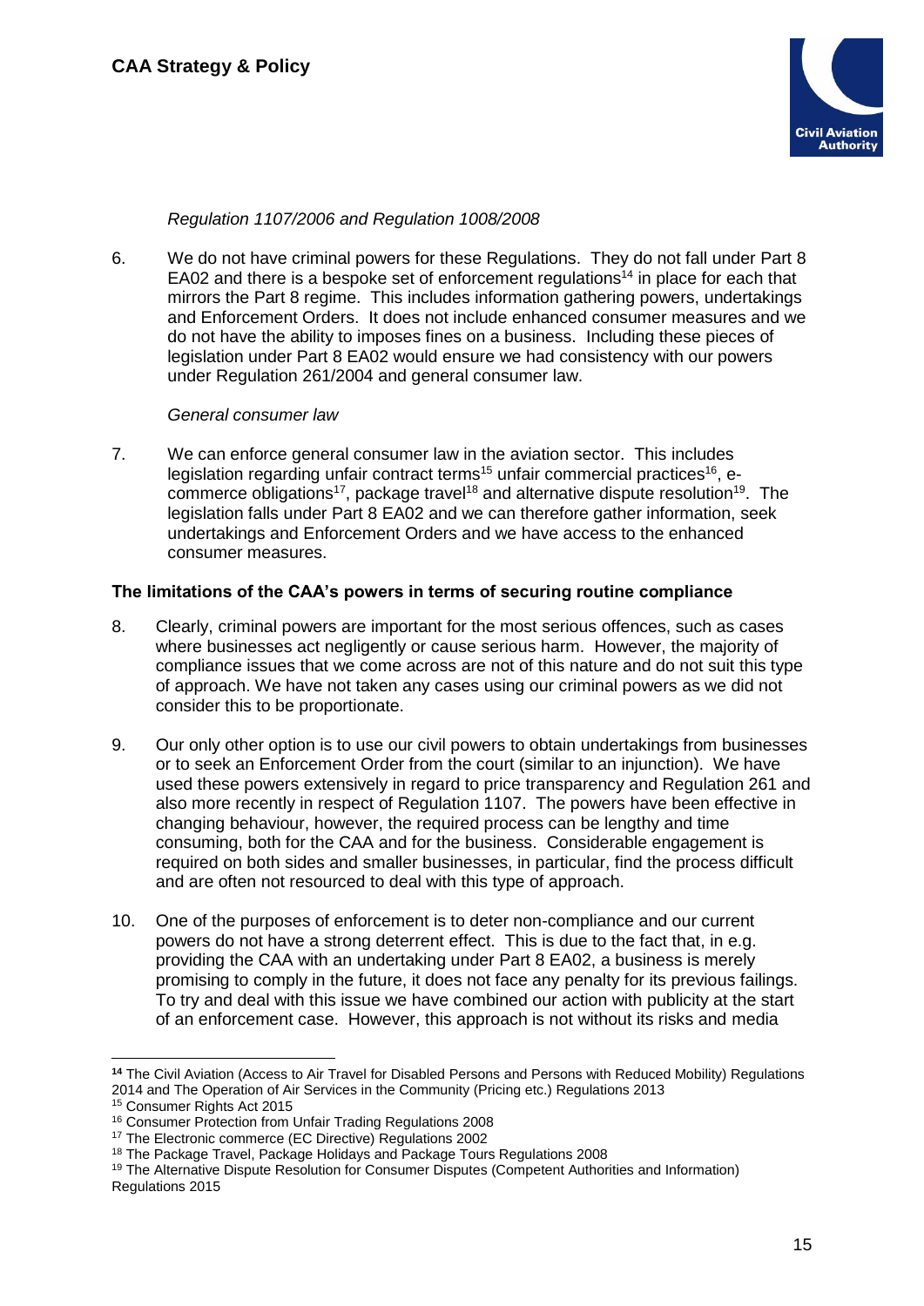*Regulation 1107/2006 and Regulation 1008/2008*

6. We do not have criminal powers for these Regulations. They do not fall under Part 8 EA02 and there is a bespoke set of enforcement regulations[14] in place for each that mirrors the Part 8 regime. This includes information gathering powers, undertakings and Enforcement Orders. It does not include enhanced consumer measures and we do not have the ability to imposes fines on a business. Including these pieces of legislation under Part 8 EA02 would ensure we had consistency with our powers under Regulation 261/2004 and general consumer law.

*General consumer law*

7. We can enforce general consumer law in the aviation sector. This includes legislation regarding unfair contract terms[15] unfair commercial practices[16], e-commerce obligations[17], package travel[18] and alternative dispute resolution[19]. The legislation falls under Part 8 EA02 and we can therefore gather information, seek undertakings and Enforcement Orders and we have access to the enhanced consumer measures.

**The limitations of the CAA's powers in terms of securing routine compliance**

8. Clearly, criminal powers are important for the most serious offences, such as cases where businesses act negligently or cause serious harm. However, the majority of compliance issues that we come across are not of this nature and do not suit this type of approach. We have not taken any cases using our criminal powers as we did not consider this to be proportionate.

9. Our only other option is to use our civil powers to obtain undertakings from businesses or to seek an Enforcement Order from the court (similar to an injunction). We have used these powers extensively in regard to price transparency and Regulation 261 and also more recently in respect of Regulation 1107. The powers have been effective in changing behaviour, however, the required process can be lengthy and time consuming, both for the CAA and for the business. Considerable engagement is required on both sides and smaller businesses, in particular, find the process difficult and are often not resourced to deal with this type of approach.

10. One of the purposes of enforcement is to deter non-compliance and our current powers do not have a strong deterrent effect. This is due to the fact that, in e.g. providing the CAA with an undertaking under Part 8 EA02, a business is merely promising to comply in the future, it does not face any penalty for its previous failings. To try and deal with this issue we have combined our action with publicity at the start of an enforcement case. However, this approach is not without its risks and media

---

[14] The Civil Aviation (Access to Air Travel for Disabled Persons and Persons with Reduced Mobility) Regulations 2014 and The Operation of Air Services in the Community (Pricing etc.) Regulations 2013

[15] Consumer Rights Act 2015

[16] Consumer Protection from Unfair Trading Regulations 2008

[17] The Electronic commerce (EC Directive) Regulations 2002

[18] The Package Travel, Package Holidays and Package Tours Regulations 2008

[19] The Alternative Dispute Resolution for Consumer Disputes (Competent Authorities and Information) Regulations 2015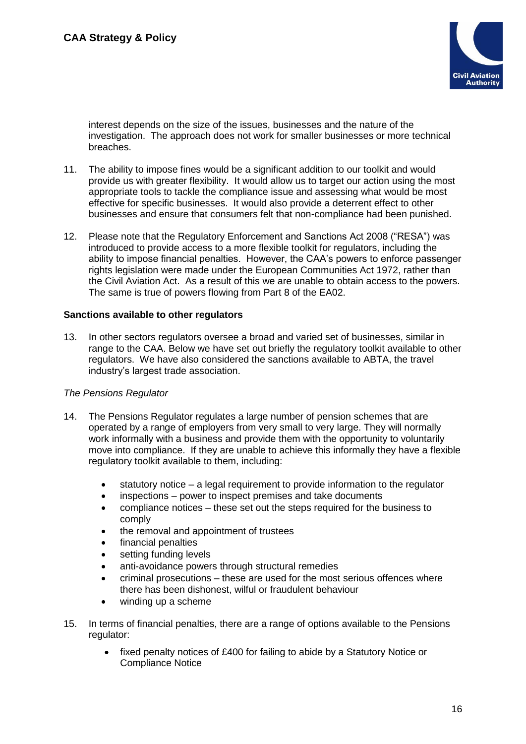interest depends on the size of the issues, businesses and the nature of the investigation. The approach does not work for smaller businesses or more technical breaches.

11. The ability to impose fines would be a significant addition to our toolkit and would provide us with greater flexibility. It would allow us to target our action using the most appropriate tools to tackle the compliance issue and assessing what would be most effective for specific businesses. It would also provide a deterrent effect to other businesses and ensure that consumers felt that non-compliance had been punished.

12. Please note that the Regulatory Enforcement and Sanctions Act 2008 ("RESA") was introduced to provide access to a more flexible toolkit for regulators, including the ability to impose financial penalties. However, the CAA's powers to enforce passenger rights legislation were made under the European Communities Act 1972, rather than the Civil Aviation Act. As a result of this we are unable to obtain access to the powers. The same is true of powers flowing from Part 8 of the EA02.

**Sanctions available to other regulators**

13. In other sectors regulators oversee a broad and varied set of businesses, similar in range to the CAA. Below we have set out briefly the regulatory toolkit available to other regulators. We have also considered the sanctions available to ABTA, the travel industry's largest trade association.

*The Pensions Regulator*

14. The Pensions Regulator regulates a large number of pension schemes that are operated by a range of employers from very small to very large. They will normally work informally with a business and provide them with the opportunity to voluntarily move into compliance. If they are unable to achieve this informally they have a flexible regulatory toolkit available to them, including:

    - statutory notice – a legal requirement to provide information to the regulator
    - inspections – power to inspect premises and take documents
    - compliance notices – these set out the steps required for the business to comply
    - the removal and appointment of trustees
    - financial penalties
    - setting funding levels
    - anti-avoidance powers through structural remedies
    - criminal prosecutions – these are used for the most serious offences where there has been dishonest, wilful or fraudulent behaviour
    - winding up a scheme

15. In terms of financial penalties, there are a range of options available to the Pensions regulator:

    - fixed penalty notices of £400 for failing to abide by a Statutory Notice or Compliance Notice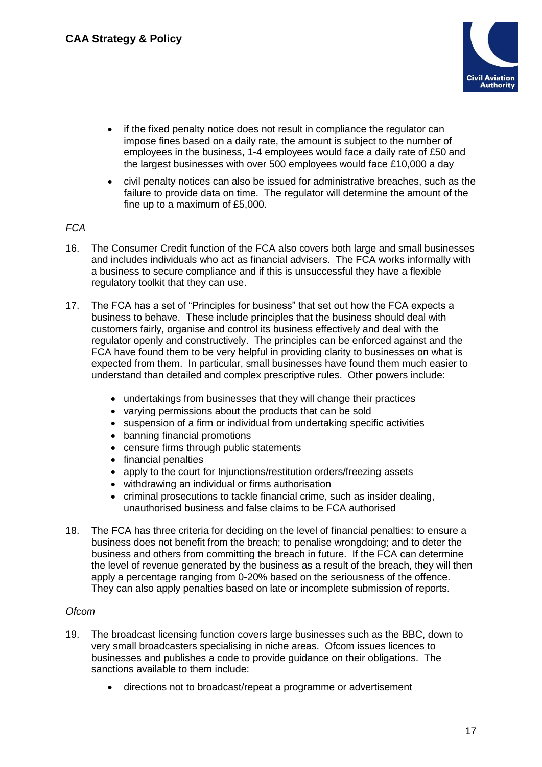- if the fixed penalty notice does not result in compliance the regulator can impose fines based on a daily rate, the amount is subject to the number of employees in the business, 1-4 employees would face a daily rate of £50 and the largest businesses with over 500 employees would face £10,000 a day
- civil penalty notices can also be issued for administrative breaches, such as the failure to provide data on time. The regulator will determine the amount of the fine up to a maximum of £5,000.

*FCA*

16. The Consumer Credit function of the FCA also covers both large and small businesses and includes individuals who act as financial advisers. The FCA works informally with a business to secure compliance and if this is unsuccessful they have a flexible regulatory toolkit that they can use.

17. The FCA has a set of "Principles for business" that set out how the FCA expects a business to behave. These include principles that the business should deal with customers fairly, organise and control its business effectively and deal with the regulator openly and constructively. The principles can be enforced against and the FCA have found them to be very helpful in providing clarity to businesses on what is expected from them. In particular, small businesses have found them much easier to understand than detailed and complex prescriptive rules. Other powers include:

    - undertakings from businesses that they will change their practices
    - varying permissions about the products that can be sold
    - suspension of a firm or individual from undertaking specific activities
    - banning financial promotions
    - censure firms through public statements
    - financial penalties
    - apply to the court for Injunctions/restitution orders/freezing assets
    - withdrawing an individual or firms authorisation
    - criminal prosecutions to tackle financial crime, such as insider dealing, unauthorised business and false claims to be FCA authorised

18. The FCA has three criteria for deciding on the level of financial penalties: to ensure a business does not benefit from the breach; to penalise wrongdoing; and to deter the business and others from committing the breach in future. If the FCA can determine the level of revenue generated by the business as a result of the breach, they will then apply a percentage ranging from 0-20% based on the seriousness of the offence. They can also apply penalties based on late or incomplete submission of reports.

*Ofcom*

19. The broadcast licensing function covers large businesses such as the BBC, down to very small broadcasters specialising in niche areas. Ofcom issues licences to businesses and publishes a code to provide guidance on their obligations. The sanctions available to them include:

    - directions not to broadcast/repeat a programme or advertisement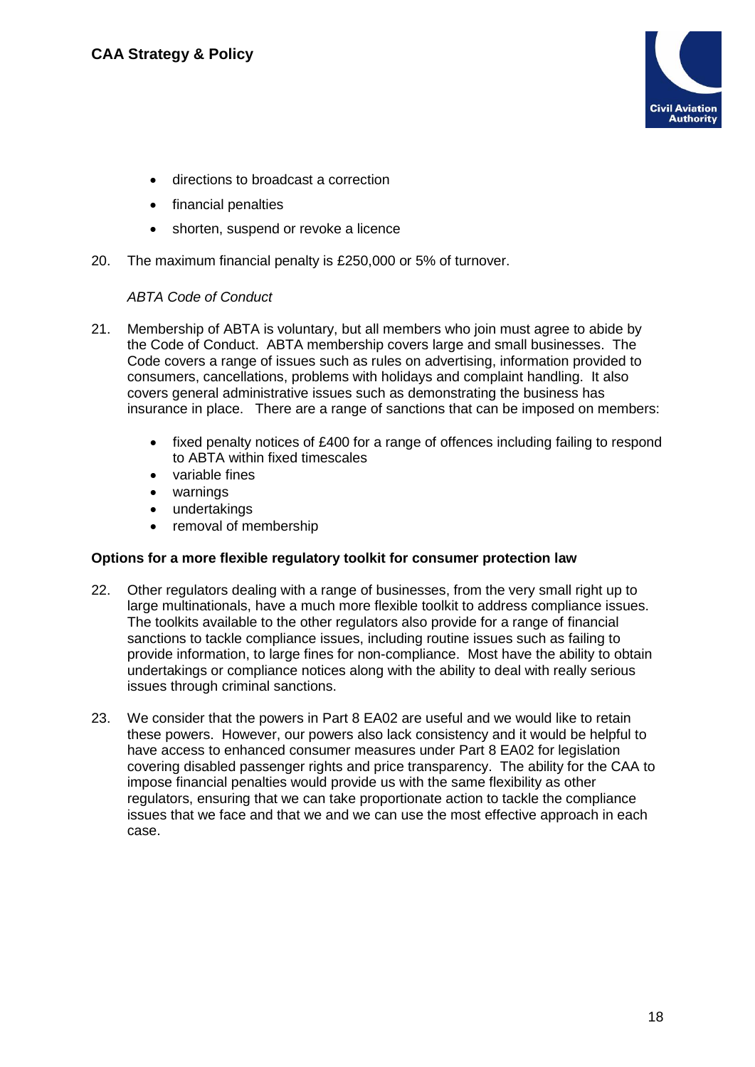- directions to broadcast a correction
- financial penalties
- shorten, suspend or revoke a licence

20. The maximum financial penalty is £250,000 or 5% of turnover.

*ABTA Code of Conduct*

21. Membership of ABTA is voluntary, but all members who join must agree to abide by the Code of Conduct. ABTA membership covers large and small businesses. The Code covers a range of issues such as rules on advertising, information provided to consumers, cancellations, problems with holidays and complaint handling. It also covers general administrative issues such as demonstrating the business has insurance in place. There are a range of sanctions that can be imposed on members:

    - fixed penalty notices of £400 for a range of offences including failing to respond to ABTA within fixed timescales
    - variable fines
    - warnings
    - undertakings
    - removal of membership

**Options for a more flexible regulatory toolkit for consumer protection law**

22. Other regulators dealing with a range of businesses, from the very small right up to large multinationals, have a much more flexible toolkit to address compliance issues. The toolkits available to the other regulators also provide for a range of financial sanctions to tackle compliance issues, including routine issues such as failing to provide information, to large fines for non-compliance. Most have the ability to obtain undertakings or compliance notices along with the ability to deal with really serious issues through criminal sanctions.

23. We consider that the powers in Part 8 EA02 are useful and we would like to retain these powers. However, our powers also lack consistency and it would be helpful to have access to enhanced consumer measures under Part 8 EA02 for legislation covering disabled passenger rights and price transparency. The ability for the CAA to impose financial penalties would provide us with the same flexibility as other regulators, ensuring that we can take proportionate action to tackle the compliance issues that we face and that we and we can use the most effective approach in each case.